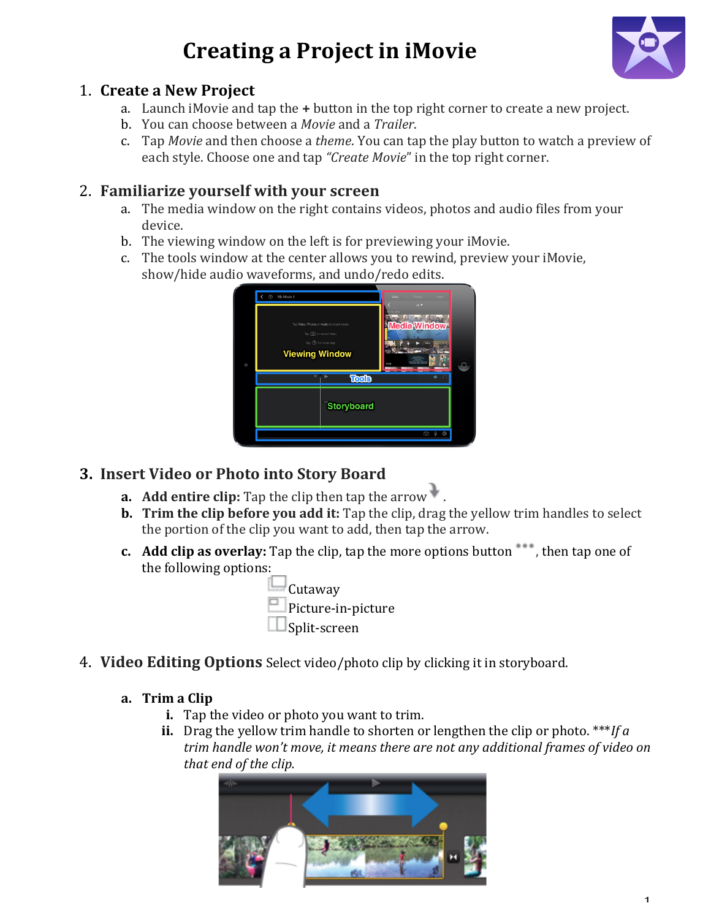# Creating a Project in iMovie

1. **Create a New Project**
   a. Launch iMovie and tap the **+** button in the top right corner to create a new project.
   b. You can choose between a *Movie* and a *Trailer*.
   c. Tap *Movie* and then choose a *theme*. You can tap the play button to watch a preview of each style. Choose one and tap *"Create Movie"* in the top right corner.

2. **Familiarize yourself with your screen**
   a. The media window on the right contains videos, photos and audio files from your device.
   b. The viewing window on the left is for previewing your iMovie.
   c. The tools window at the center allows you to rewind, preview your iMovie, show/hide audio waveforms, and undo/redo edits.

3. **Insert Video or Photo into Story Board**
   a. **Add entire clip:** Tap the clip then tap the arrow .
   b. **Trim the clip before you add it:** Tap the clip, drag the yellow trim handles to select the portion of the clip you want to add, then tap the arrow.
   c. **Add clip as overlay:** Tap the clip, tap the more options button •••, then tap one of the following options:
      - Cutaway
      - Picture-in-picture
      - Split-screen

4. **Video Editing Options** Select video/photo clip by clicking it in storyboard.

   a. **Trim a Clip**
      i. Tap the video or photo you want to trim.
      ii. Drag the yellow trim handle to shorten or lengthen the clip or photo. ****If a trim handle won't move, it means there are not any additional frames of video on that end of the clip.*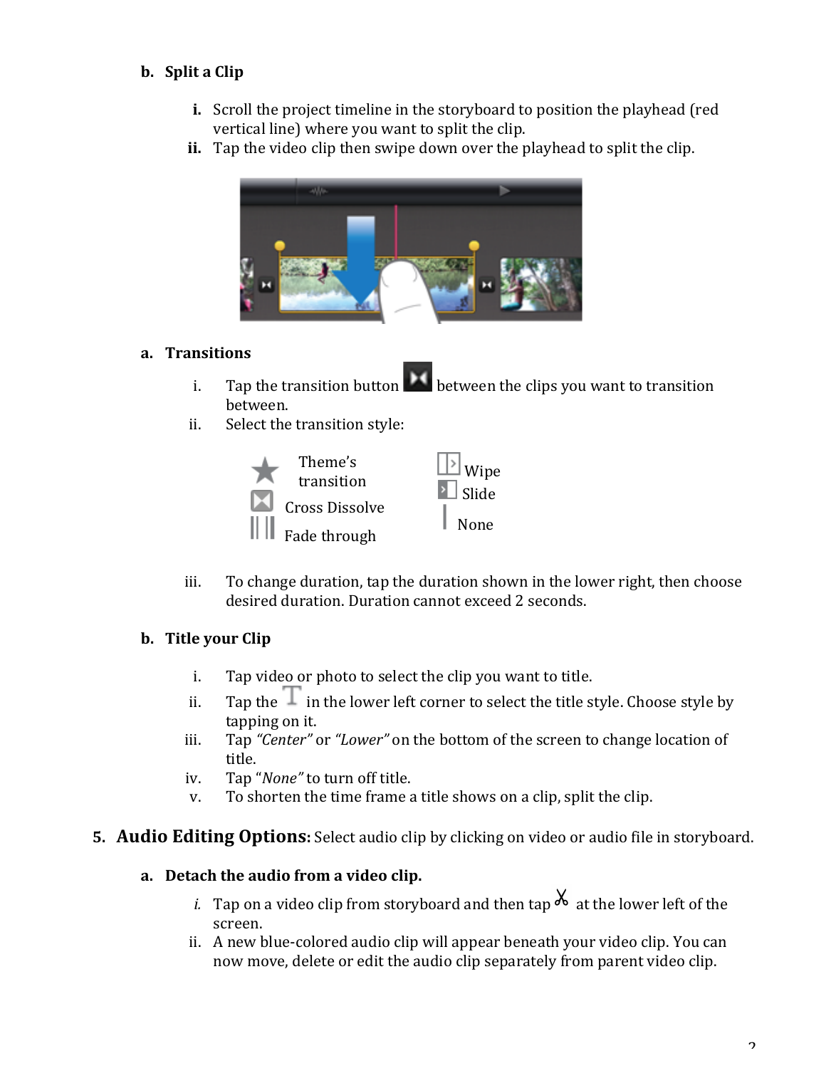**b. Split a Clip**

i. Scroll the project timeline in the storyboard to position the playhead (red vertical line) where you want to split the clip.
ii. Tap the video clip then swipe down over the playhead to split the clip.

**a. Transitions**

i. Tap the transition button between the clips you want to transition between.
ii. Select the transition style:

- Theme's transition
- Cross Dissolve
- Fade through
- Wipe
- Slide
- None

iii. To change duration, tap the duration shown in the lower right, then choose desired duration. Duration cannot exceed 2 seconds.

**b. Title your Clip**

i. Tap video or photo to select the clip you want to title.
ii. Tap the T in the lower left corner to select the title style. Choose style by tapping on it.
iii. Tap *"Center"* or *"Lower"* on the bottom of the screen to change location of title.
iv. Tap "*None"* to turn off title.
v. To shorten the time frame a title shows on a clip, split the clip.

## 5. Audio Editing Options:
Select audio clip by clicking on video or audio file in storyboard.

**a. Detach the audio from a video clip.**

*i.* Tap on a video clip from storyboard and then tap the scissors icon at the lower left of the screen.
ii. A new blue-colored audio clip will appear beneath your video clip. You can now move, delete or edit the audio clip separately from parent video clip.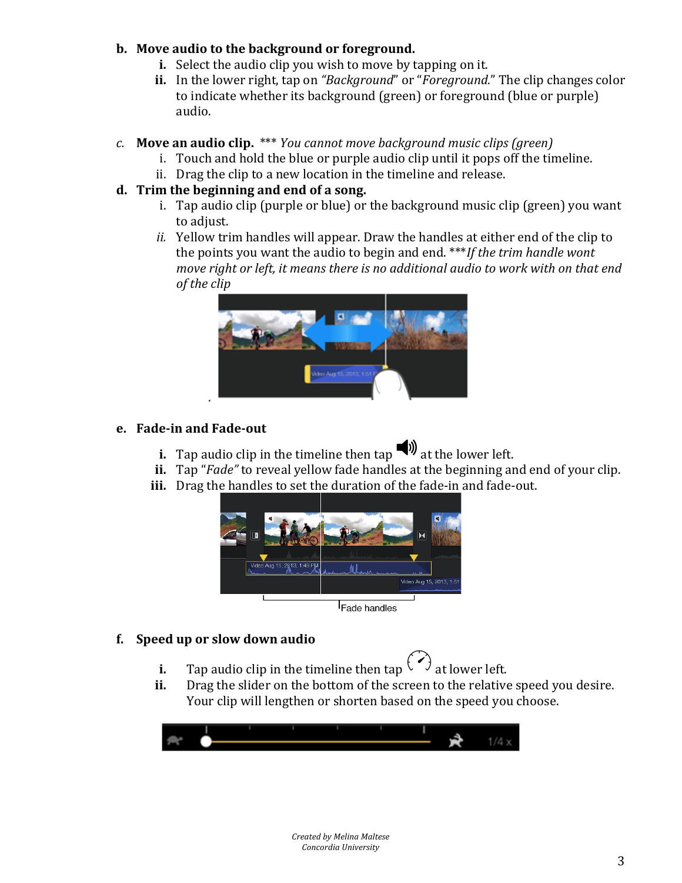**b. Move audio to the background or foreground.**

- **i.** Select the audio clip you wish to move by tapping on it.
- **ii.** In the lower right, tap on *"Background"* or "*Foreground.*" The clip changes color to indicate whether its background (green) or foreground (blue or purple) audio.

*c.* **Move an audio clip.** *** *You cannot move background music clips (green)*

- i. Touch and hold the blue or purple audio clip until it pops off the timeline.
- ii. Drag the clip to a new location in the timeline and release.

**d. Trim the beginning and end of a song.**

- i. Tap audio clip (purple or blue) or the background music clip (green) you want to adjust.
- *ii.* Yellow trim handles will appear. Draw the handles at either end of the clip to the points you want the audio to begin and end. ****If the trim handle wont move right or left, it means there is no additional audio to work with on that end of the clip*

**e. Fade-in and Fade-out**

- **i.** Tap audio clip in the timeline then tap 🔊 at the lower left.
- **ii.** Tap *"Fade"* to reveal yellow fade handles at the beginning and end of your clip.
- **iii.** Drag the handles to set the duration of the fade-in and fade-out.

Fade handles

**f. Speed up or slow down audio**

- **i.** Tap audio clip in the timeline then tap ⏲ at lower left.
- **ii.** Drag the slider on the bottom of the screen to the relative speed you desire. Your clip will lengthen or shorten based on the speed you choose.

*Created by Melina Maltese*
*Concordia University*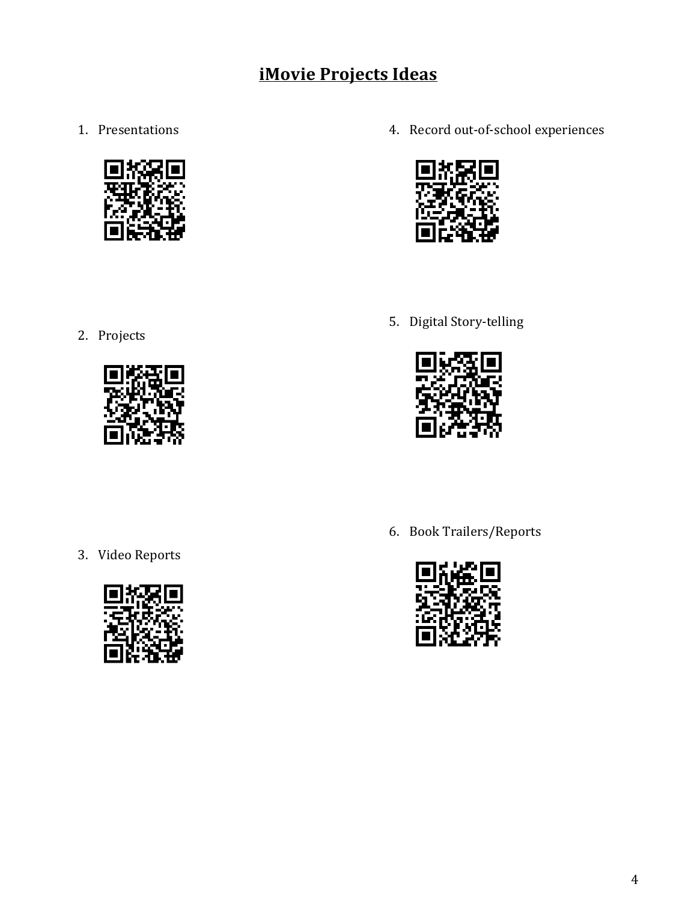# iMovie Projects Ideas

1. Presentations
2. Projects
3. Video Reports
4. Record out-of-school experiences
5. Digital Story-telling
6. Book Trailers/Reports